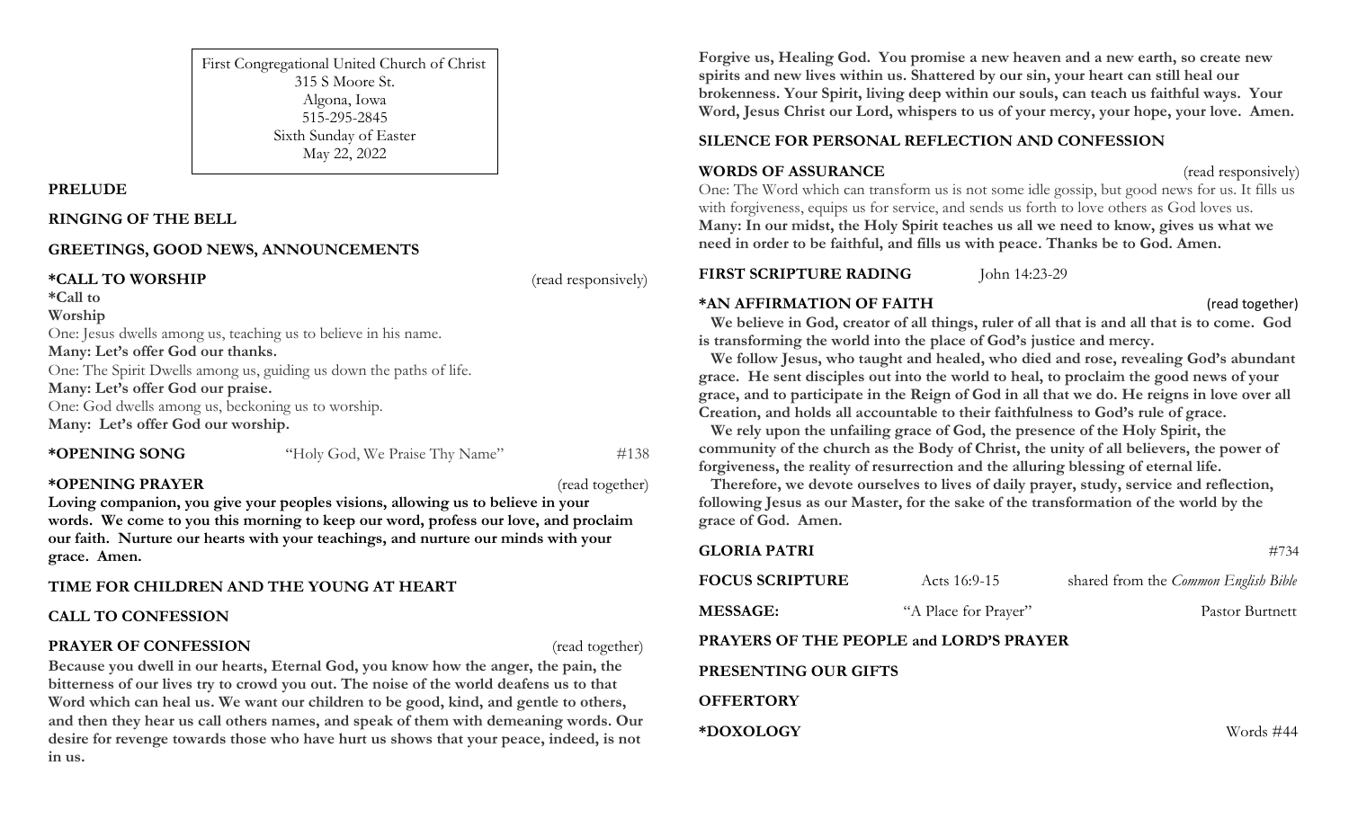First Congregational United Church of Christ
315 S Moore St.
Algona, Iowa
515-295-2845
Sixth Sunday of Easter
May 22, 2022

**PRELUDE**

**RINGING OF THE BELL**

**GREETINGS, GOOD NEWS, ANNOUNCEMENTS**

**\*CALL TO WORSHIP** (read responsively)

**\*Call to Worship**

One: Jesus dwells among us, teaching us to believe in his name.
**Many: Let's offer God our thanks.**
One: The Spirit Dwells among us, guiding us down the paths of life.
**Many: Let's offer God our praise.**
One: God dwells among us, beckoning us to worship.
**Many: Let's offer God our worship.**

**\*OPENING SONG** "Holy God, We Praise Thy Name" #138

**\*OPENING PRAYER** (read together)
**Loving companion, you give your peoples visions, allowing us to believe in your words. We come to you this morning to keep our word, profess our love, and proclaim our faith. Nurture our hearts with your teachings, and nurture our minds with your grace. Amen.**

**TIME FOR CHILDREN AND THE YOUNG AT HEART**

**CALL TO CONFESSION**

**PRAYER OF CONFESSION** (read together)
**Because you dwell in our hearts, Eternal God, you know how the anger, the pain, the bitterness of our lives try to crowd you out. The noise of the world deafens us to that Word which can heal us. We want our children to be good, kind, and gentle to others, and then they hear us call others names, and speak of them with demeaning words. Our desire for revenge towards those who have hurt us shows that your peace, indeed, is not in us.**

**Forgive us, Healing God. You promise a new heaven and a new earth, so create new spirits and new lives within us. Shattered by our sin, your heart can still heal our brokenness. Your Spirit, living deep within our souls, can teach us faithful ways. Your Word, Jesus Christ our Lord, whispers to us of your mercy, your hope, your love. Amen.**

**SILENCE FOR PERSONAL REFLECTION AND CONFESSION**

**WORDS OF ASSURANCE** (read responsively)
One: The Word which can transform us is not some idle gossip, but good news for us. It fills us with forgiveness, equips us for service, and sends us forth to love others as God loves us.
**Many: In our midst, the Holy Spirit teaches us all we need to know, gives us what we need in order to be faithful, and fills us with peace. Thanks be to God. Amen.**

**FIRST SCRIPTURE RADING** John 14:23-29

**\*AN AFFIRMATION OF FAITH** (read together)
**We believe in God, creator of all things, ruler of all that is and all that is to come. God is transforming the world into the place of God's justice and mercy.**
**We follow Jesus, who taught and healed, who died and rose, revealing God's abundant grace. He sent disciples out into the world to heal, to proclaim the good news of your grace, and to participate in the Reign of God in all that we do. He reigns in love over all Creation, and holds all accountable to their faithfulness to God's rule of grace.**
**We rely upon the unfailing grace of God, the presence of the Holy Spirit, the community of the church as the Body of Christ, the unity of all believers, the power of forgiveness, the reality of resurrection and the alluring blessing of eternal life.**
**Therefore, we devote ourselves to lives of daily prayer, study, service and reflection, following Jesus as our Master, for the sake of the transformation of the world by the grace of God. Amen.**

**GLORIA PATRI** #734

**FOCUS SCRIPTURE** Acts 16:9-15 shared from the *Common English Bible*

**MESSAGE:** "A Place for Prayer" Pastor Burtnett

**PRAYERS OF THE PEOPLE and LORD'S PRAYER**

**PRESENTING OUR GIFTS**

**OFFERTORY**

**\*DOXOLOGY** Words #44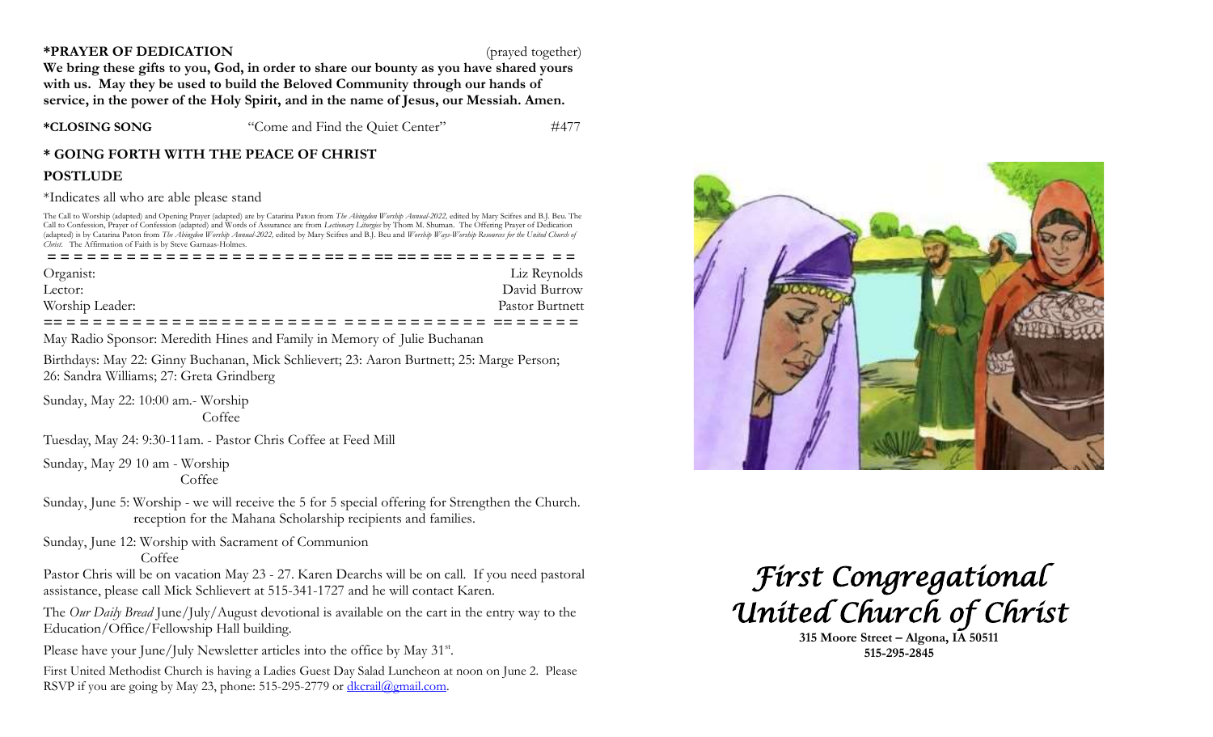**\*PRAYER OF DEDICATION** (prayed together)

**We bring these gifts to you, God, in order to share our bounty as you have shared yours with us. May they be used to build the Beloved Community through our hands of service, in the power of the Holy Spirit, and in the name of Jesus, our Messiah. Amen.**

**\*CLOSING SONG** "Come and Find the Quiet Center" #477

**\* GOING FORTH WITH THE PEACE OF CHRIST**

**POSTLUDE**

\*Indicates all who are able please stand

The Call to Worship (adapted) and Opening Prayer (adapted) are by Catarina Paton from *The Abingdon Worship Annual-2022*, edited by Mary Scifres and B.J. Beu. The Call to Confession, Prayer of Confession (adapted) and Words of Assurance are from *Lectionary Liturgies* by Thom M. Shuman. The Offering Prayer of Dedication (adapted) is by Catarina Paton from *The Abingdon Worship Annual-2022*, edited by Mary Scifres and B.J. Beu and *Worship Ways-Worship Resources for the United Church of Christ*. The Affirmation of Faith is by Steve Garnaas-Holmes.

= = = = = = = = = = = = = = = = = = = = = = = = = = = = = = = = = = = = = = = =

| | |
|---|---|
| Organist: | Liz Reynolds |
| Lector: | David Burrow |
| Worship Leader: | Pastor Burtnett |

= = = = = = = = = = = = = = = = = = = = = = = = = = = = = = = = = = = = = = = =

May Radio Sponsor: Meredith Hines and Family in Memory of Julie Buchanan

Birthdays: May 22: Ginny Buchanan, Mick Schlievert; 23: Aaron Burtnett; 25: Marge Person; 26: Sandra Williams; 27: Greta Grindberg

Sunday, May 22: 10:00 am.- Worship
Coffee

Tuesday, May 24: 9:30-11am. - Pastor Chris Coffee at Feed Mill

Sunday, May 29 10 am - Worship
Coffee

Sunday, June 5: Worship - we will receive the 5 for 5 special offering for Strengthen the Church. reception for the Mahana Scholarship recipients and families.

Sunday, June 12: Worship with Sacrament of Communion
Coffee

Pastor Chris will be on vacation May 23 - 27. Karen Dearchs will be on call. If you need pastoral assistance, please call Mick Schlievert at 515-341-1727 and he will contact Karen.

The *Our Daily Bread* June/July/August devotional is available on the cart in the entry way to the Education/Office/Fellowship Hall building.

Please have your June/July Newsletter articles into the office by May 31st.

First United Methodist Church is having a Ladies Guest Day Salad Luncheon at noon on June 2. Please RSVP if you are going by May 23, phone: 515-295-2779 or dkcrail@gmail.com.

# *First Congregational United Church of Christ*

**315 Moore Street – Algona, IA 50511**
**515-295-2845**